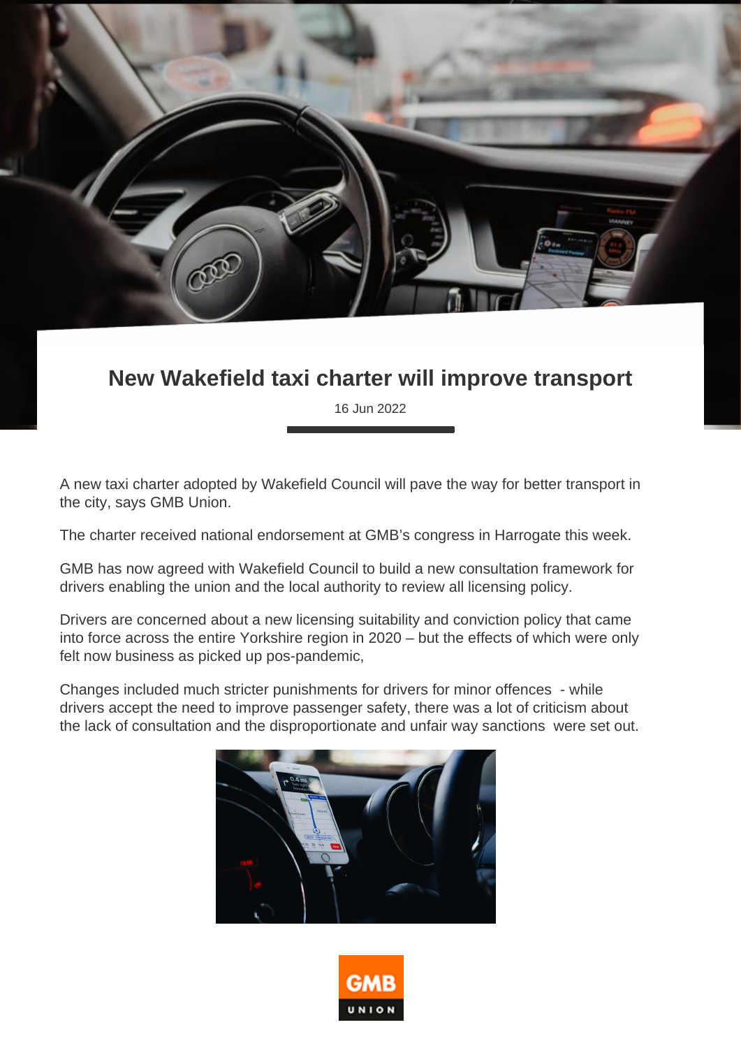# New Wakefield taxi charter will improve transport

16 Jun 2022

A new taxi charter adopted by Wakefield Council will pave the way for better transport in the city, says GMB Union.

The charter received national endorsement at GMB's congress in Harrogate this week.

GMB has now agreed with Wakefield Council to build a new consultation framework for drivers enabling the union and the local authority to review all licensing policy.

Drivers are concerned about a new licensing suitability and conviction policy that came into force across the entire Yorkshire region in 2020 – but the effects of which were only felt now business as picked up pos-pandemic,

Changes included much stricter punishments for drivers for minor offences - while drivers accept the need to improve passenger safety, there was a lot of criticism about the lack of consultation and the disproportionate and unfair way sanctions were set out.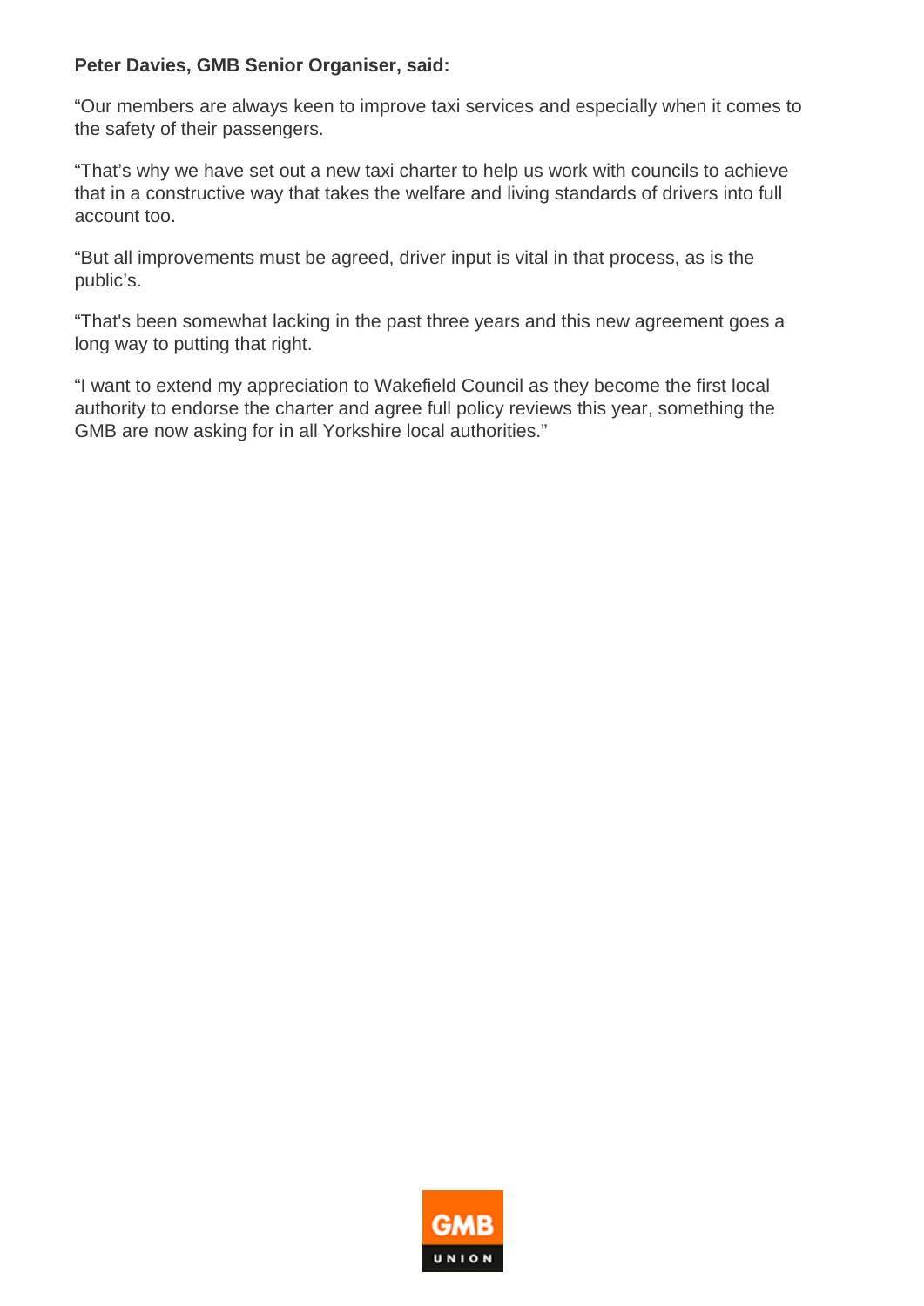**Peter Davies, GMB Senior Organiser, said:**

"Our members are always keen to improve taxi services and especially when it comes to the safety of their passengers.

"That's why we have set out a new taxi charter to help us work with councils to achieve that in a constructive way that takes the welfare and living standards of drivers into full account too.

"But all improvements must be agreed, driver input is vital in that process, as is the public's.

"That's been somewhat lacking in the past three years and this new agreement goes a long way to putting that right.

"I want to extend my appreciation to Wakefield Council as they become the first local authority to endorse the charter and agree full policy reviews this year, something the GMB are now asking for in all Yorkshire local authorities."